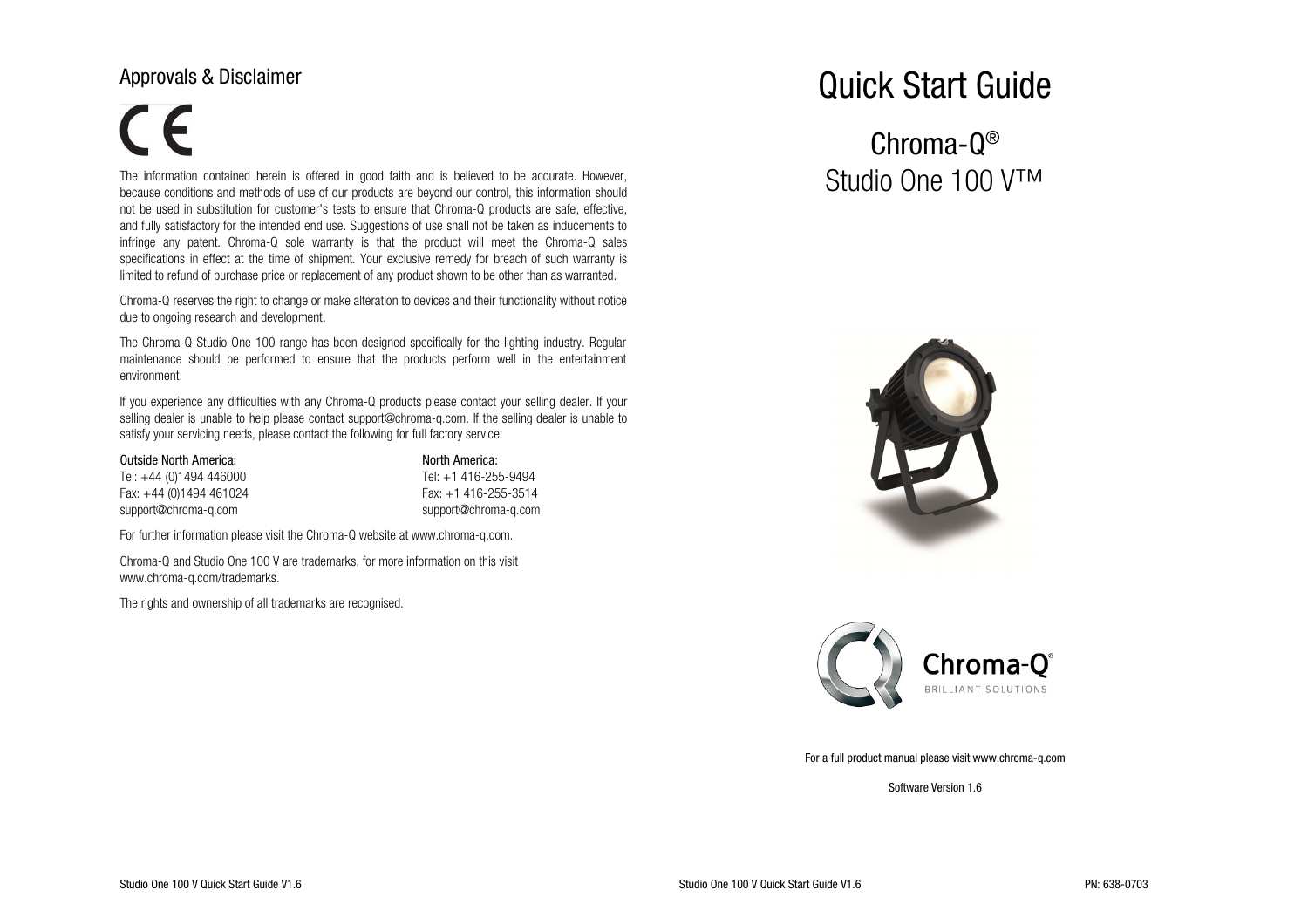## Approvals & Disclaimer

CE

The information contained herein is offered in good faith and is believed to be accurate. However, because conditions and methods of use of our products are beyond our control, this information should not be used in substitution for customer's tests to ensure that Chroma-Q products are safe, effective, and fully satisfactory for the intended end use. Suggestions of use shall not be taken as inducements to infringe any patent. Chroma-Q sole warranty is that the product will meet the Chroma-Q sales specifications in effect at the time of shipment. Your exclusive remedy for breach of such warranty is limited to refund of purchase price or replacement of any product shown to be other than as warranted.

Chroma-Q reserves the right to change or make alteration to devices and their functionality without notice due to ongoing research and development.

The Chroma-Q Studio One 100 range has been designed specifically for the lighting industry. Regular maintenance should be performed to ensure that the products perform well in the entertainment environment.

If you experience any difficulties with any Chroma-Q products please contact your selling dealer. If your selling dealer is unable to help please contact support@chroma-q.com. If the selling dealer is unable to satisfy your servicing needs, please contact the following for full factory service:

Outside North America:
Tel: +44 (0)1494 446000
Fax: +44 (0)1494 461024
support@chroma-q.com

North America:
Tel: +1 416-255-9494
Fax: +1 416-255-3514
support@chroma-q.com

For further information please visit the Chroma-Q website at www.chroma-q.com.

Chroma-Q and Studio One 100 V are trademarks, for more information on this visit www.chroma-q.com/trademarks.

The rights and ownership of all trademarks are recognised.

# Quick Start Guide

## Chroma-Q®
## Studio One 100 V™

Chroma-Q® BRILLIANT SOLUTIONS

For a full product manual please visit www.chroma-q.com

Software Version 1.6

PN: 638-0703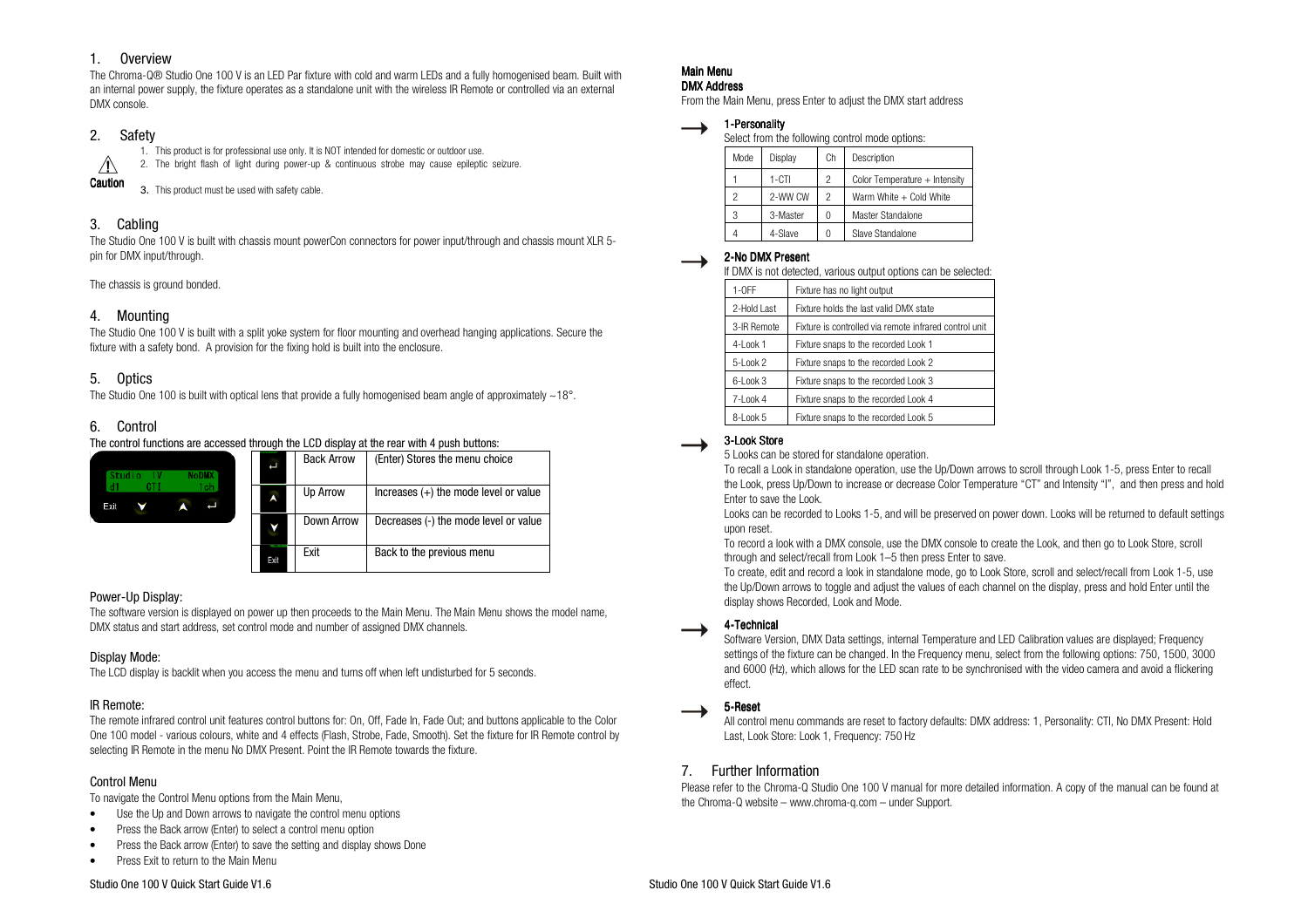## 1. Overview

The Chroma-Q® Studio One 100 V is an LED Par fixture with cold and warm LEDs and a fully homogenised beam. Built with an internal power supply, the fixture operates as a standalone unit with the wireless IR Remote or controlled via an external DMX console.

## 2. Safety

1. This product is for professional use only. It is NOT intended for domestic or outdoor use.
2. The bright flash of light during power-up & continuous strobe may cause epileptic seizure.
3. This product must be used with safety cable.

**Caution**

## 3. Cabling

The Studio One 100 V is built with chassis mount powerCon connectors for power input/through and chassis mount XLR 5-pin for DMX input/through.

The chassis is ground bonded.

## 4. Mounting

The Studio One 100 V is built with a split yoke system for floor mounting and overhead hanging applications. Secure the fixture with a safety bond. A provision for the fixing hold is built into the enclosure.

## 5. Optics

The Studio One 100 is built with optical lens that provide a fully homogenised beam angle of approximately ~18°.

## 6. Control

The control functions are accessed through the LCD display at the rear with 4 push buttons:

Studio 1V NoDMX
d1 CTI 1ch
Exit

| | | |
|---|---|---|
| ↵ | Back Arrow | (Enter) Stores the menu choice |
| ▲ | Up Arrow | Increases (+) the mode level or value |
| ▼ | Down Arrow | Decreases (-) the mode level or value |
| Exit | Exit | Back to the previous menu |

### Power-Up Display:

The software version is displayed on power up then proceeds to the Main Menu. The Main Menu shows the model name, DMX status and start address, set control mode and number of assigned DMX channels.

### Display Mode:

The LCD display is backlit when you access the menu and turns off when left undisturbed for 5 seconds.

### IR Remote:

The remote infrared control unit features control buttons for: On, Off, Fade In, Fade Out; and buttons applicable to the Color One 100 model - various colours, white and 4 effects (Flash, Strobe, Fade, Smooth). Set the fixture for IR Remote control by selecting IR Remote in the menu No DMX Present. Point the IR Remote towards the fixture.

### Control Menu

To navigate the Control Menu options from the Main Menu,

- Use the Up and Down arrows to navigate the control menu options
- Press the Back arrow (Enter) to select a control menu option
- Press the Back arrow (Enter) to save the setting and display shows Done
- Press Exit to return to the Main Menu

**Main Menu**

**DMX Address**

From the Main Menu, press Enter to adjust the DMX start address

→ **1-Personality**

Select from the following control mode options:

| Mode | Display | Ch | Description |
|---|---|---|---|
| 1 | 1-CTI | 2 | Color Temperature + Intensity |
| 2 | 2-WW CW | 2 | Warm White + Cold White |
| 3 | 3-Master | 0 | Master Standalone |
| 4 | 4-Slave | 0 | Slave Standalone |

→ **2-No DMX Present**

If DMX is not detected, various output options can be selected:

| | |
|---|---|
| 1-OFF | Fixture has no light output |
| 2-Hold Last | Fixture holds the last valid DMX state |
| 3-IR Remote | Fixture is controlled via remote infrared control unit |
| 4-Look 1 | Fixture snaps to the recorded Look 1 |
| 5-Look 2 | Fixture snaps to the recorded Look 2 |
| 6-Look 3 | Fixture snaps to the recorded Look 3 |
| 7-Look 4 | Fixture snaps to the recorded Look 4 |
| 8-Look 5 | Fixture snaps to the recorded Look 5 |

→ **3-Look Store**

5 Looks can be stored for standalone operation.

To recall a Look in standalone operation, use the Up/Down arrows to scroll through Look 1-5, press Enter to recall the Look, press Up/Down to increase or decrease Color Temperature "CT" and Intensity "I", and then press and hold Enter to save the Look.

Looks can be recorded to Looks 1-5, and will be preserved on power down. Looks will be returned to default settings upon reset.

To record a look with a DMX console, use the DMX console to create the Look, and then go to Look Store, scroll through and select/recall from Look 1–5 then press Enter to save.

To create, edit and record a look in standalone mode, go to Look Store, scroll and select/recall from Look 1-5, use the Up/Down arrows to toggle and adjust the values of each channel on the display, press and hold Enter until the display shows Recorded, Look and Mode.

→ **4-Technical**

Software Version, DMX Data settings, internal Temperature and LED Calibration values are displayed; Frequency settings of the fixture can be changed. In the Frequency menu, select from the following options: 750, 1500, 3000 and 6000 (Hz), which allows for the LED scan rate to be synchronised with the video camera and avoid a flickering effect.

→ **5-Reset**

All control menu commands are reset to factory defaults: DMX address: 1, Personality: CTI, No DMX Present: Hold Last, Look Store: Look 1, Frequency: 750 Hz

## 7. Further Information

Please refer to the Chroma-Q Studio One 100 V manual for more detailed information. A copy of the manual can be found at the Chroma-Q website – www.chroma-q.com – under Support.